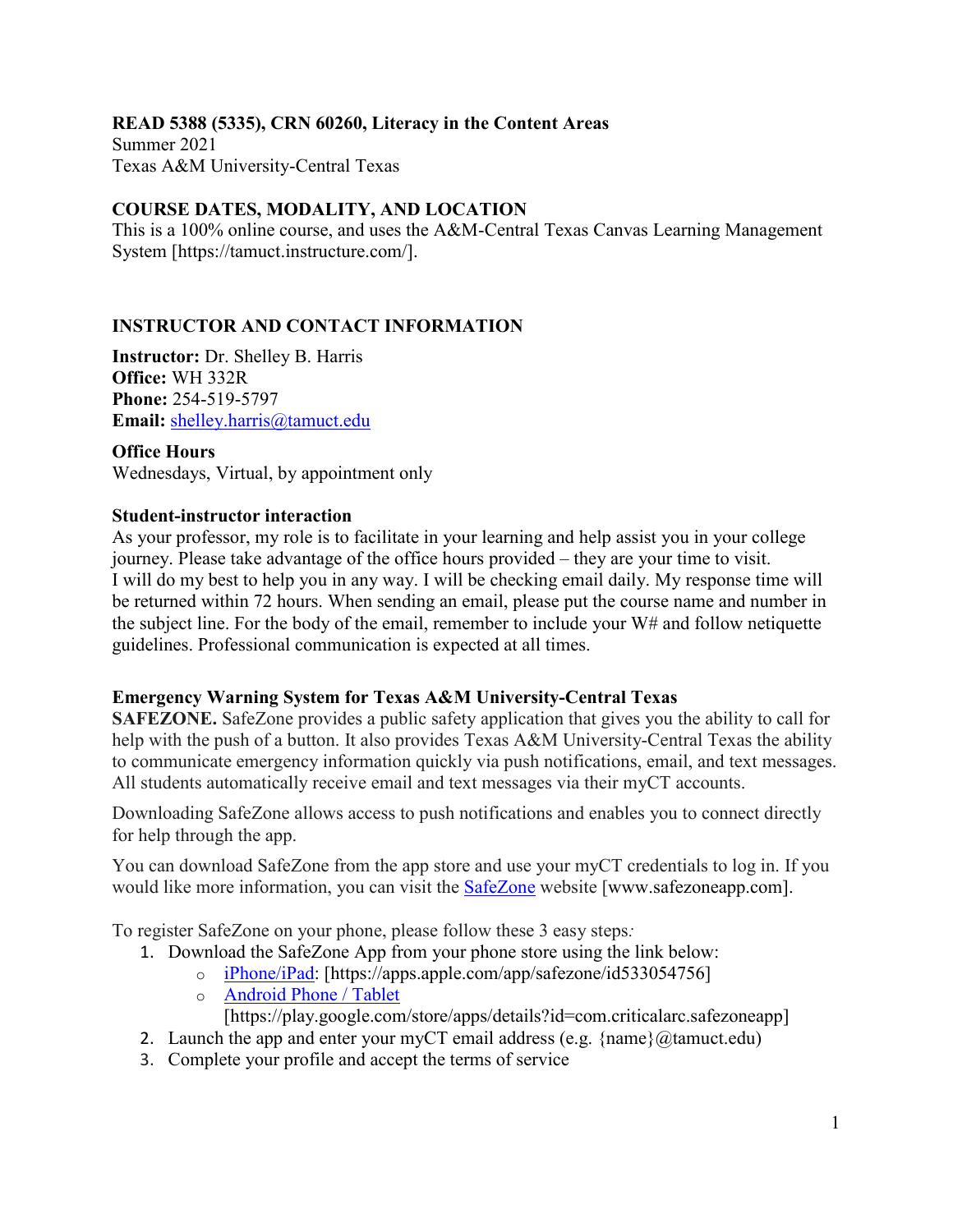**READ 5388 (5335), CRN 60260, Literacy in the Content Areas**
Summer 2021
Texas A&M University-Central Texas

## COURSE DATES, MODALITY, AND LOCATION

This is a 100% online course, and uses the A&M-Central Texas Canvas Learning Management System [https://tamuct.instructure.com/].

## INSTRUCTOR AND CONTACT INFORMATION

**Instructor:** Dr. Shelley B. Harris
**Office:** WH 332R
**Phone:** 254-519-5797
**Email:** shelley.harris@tamuct.edu

### Office Hours

Wednesdays, Virtual, by appointment only

### Student-instructor interaction

As your professor, my role is to facilitate in your learning and help assist you in your college journey. Please take advantage of the office hours provided – they are your time to visit. I will do my best to help you in any way. I will be checking email daily. My response time will be returned within 72 hours. When sending an email, please put the course name and number in the subject line. For the body of the email, remember to include your W# and follow netiquette guidelines. Professional communication is expected at all times.

### Emergency Warning System for Texas A&M University-Central Texas

**SAFEZONE.** SafeZone provides a public safety application that gives you the ability to call for help with the push of a button. It also provides Texas A&M University-Central Texas the ability to communicate emergency information quickly via push notifications, email, and text messages. All students automatically receive email and text messages via their myCT accounts.

Downloading SafeZone allows access to push notifications and enables you to connect directly for help through the app.

You can download SafeZone from the app store and use your myCT credentials to log in. If you would like more information, you can visit the SafeZone website [www.safezoneapp.com].

To register SafeZone on your phone, please follow these 3 easy steps*:*

1. Download the SafeZone App from your phone store using the link below:
   - iPhone/iPad: [https://apps.apple.com/app/safezone/id533054756]
   - Android Phone / Tablet [https://play.google.com/store/apps/details?id=com.criticalarc.safezoneapp]
2. Launch the app and enter your myCT email address (e.g. {name}@tamuct.edu)
3. Complete your profile and accept the terms of service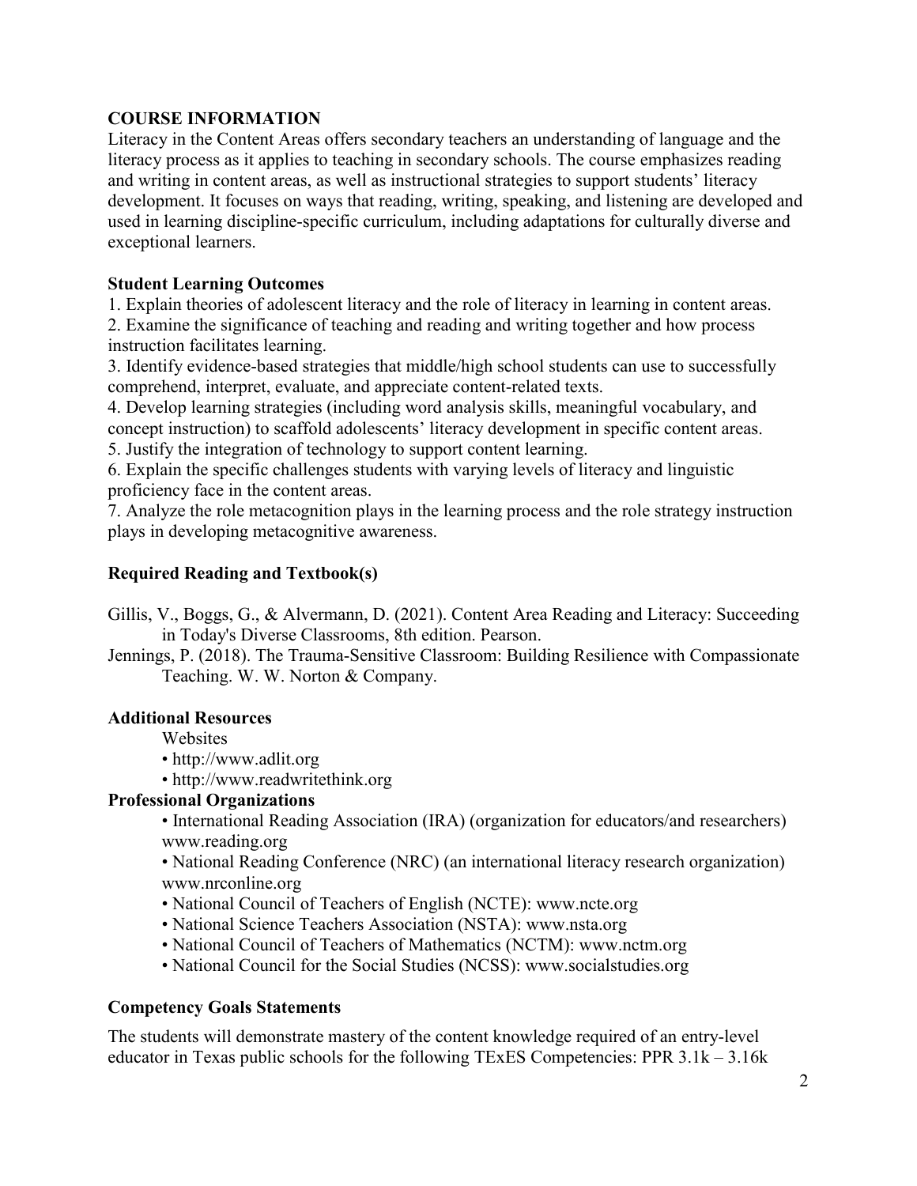## COURSE INFORMATION

Literacy in the Content Areas offers secondary teachers an understanding of language and the literacy process as it applies to teaching in secondary schools. The course emphasizes reading and writing in content areas, as well as instructional strategies to support students' literacy development. It focuses on ways that reading, writing, speaking, and listening are developed and used in learning discipline-specific curriculum, including adaptations for culturally diverse and exceptional learners.

### Student Learning Outcomes

1. Explain theories of adolescent literacy and the role of literacy in learning in content areas.
2. Examine the significance of teaching and reading and writing together and how process instruction facilitates learning.
3. Identify evidence-based strategies that middle/high school students can use to successfully comprehend, interpret, evaluate, and appreciate content-related texts.
4. Develop learning strategies (including word analysis skills, meaningful vocabulary, and concept instruction) to scaffold adolescents' literacy development in specific content areas.
5. Justify the integration of technology to support content learning.
6. Explain the specific challenges students with varying levels of literacy and linguistic proficiency face in the content areas.
7. Analyze the role metacognition plays in the learning process and the role strategy instruction plays in developing metacognitive awareness.

### Required Reading and Textbook(s)

Gillis, V., Boggs, G., & Alvermann, D. (2021). Content Area Reading and Literacy: Succeeding in Today's Diverse Classrooms, 8th edition. Pearson.

Jennings, P. (2018). The Trauma-Sensitive Classroom: Building Resilience with Compassionate Teaching. W. W. Norton & Company.

### Additional Resources

Websites

- http://www.adlit.org
- http://www.readwritethink.org

### Professional Organizations

- International Reading Association (IRA) (organization for educators/and researchers) www.reading.org
- National Reading Conference (NRC) (an international literacy research organization) www.nrconline.org
- National Council of Teachers of English (NCTE): www.ncte.org
- National Science Teachers Association (NSTA): www.nsta.org
- National Council of Teachers of Mathematics (NCTM): www.nctm.org
- National Council for the Social Studies (NCSS): www.socialstudies.org

### Competency Goals Statements

The students will demonstrate mastery of the content knowledge required of an entry-level educator in Texas public schools for the following TExES Competencies: PPR 3.1k – 3.16k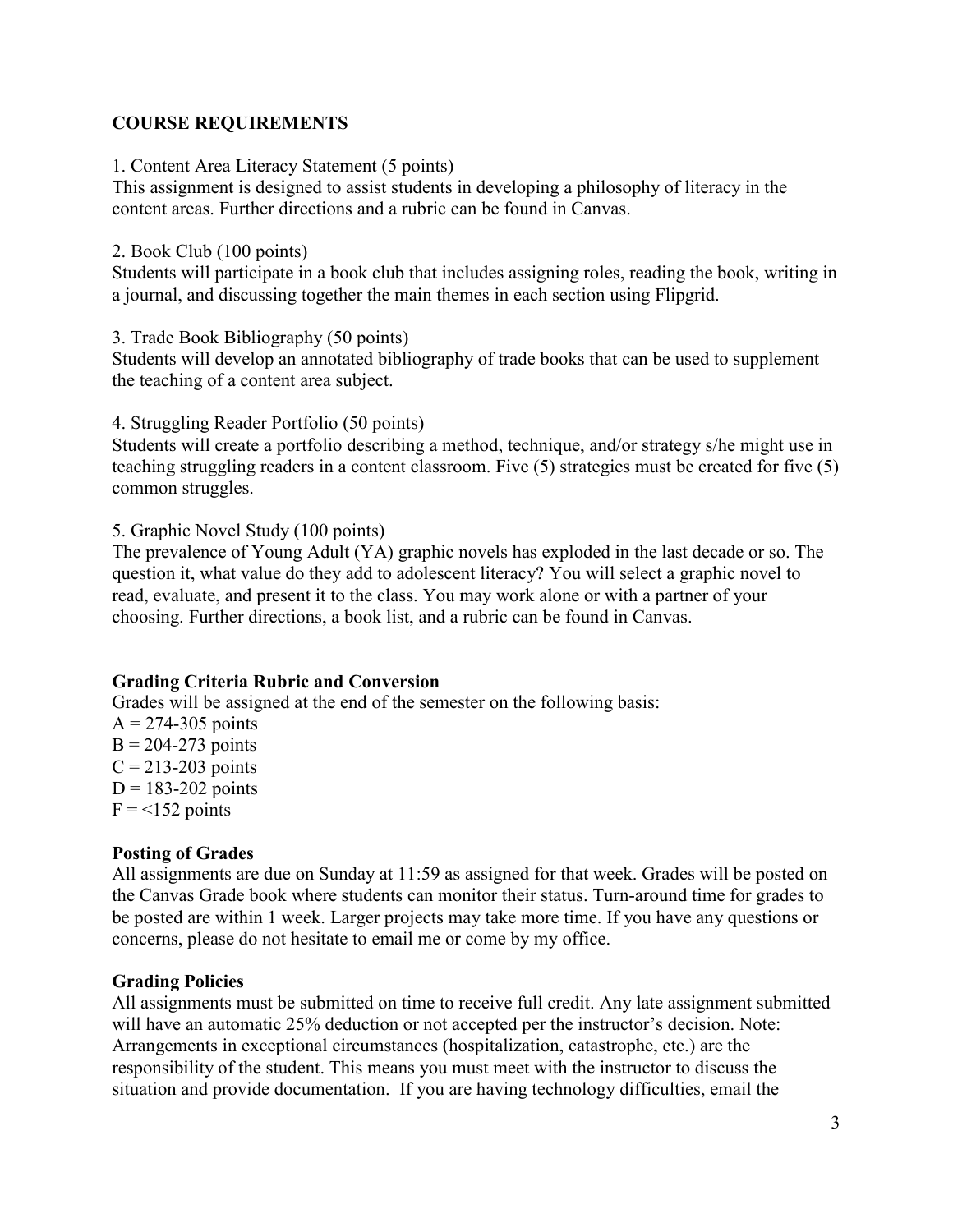## COURSE REQUIREMENTS

1. Content Area Literacy Statement (5 points)
This assignment is designed to assist students in developing a philosophy of literacy in the content areas. Further directions and a rubric can be found in Canvas.

2. Book Club (100 points)
Students will participate in a book club that includes assigning roles, reading the book, writing in a journal, and discussing together the main themes in each section using Flipgrid.

3. Trade Book Bibliography (50 points)
Students will develop an annotated bibliography of trade books that can be used to supplement the teaching of a content area subject.

4. Struggling Reader Portfolio (50 points)
Students will create a portfolio describing a method, technique, and/or strategy s/he might use in teaching struggling readers in a content classroom. Five (5) strategies must be created for five (5) common struggles.

5. Graphic Novel Study (100 points)
The prevalence of Young Adult (YA) graphic novels has exploded in the last decade or so. The question it, what value do they add to adolescent literacy? You will select a graphic novel to read, evaluate, and present it to the class. You may work alone or with a partner of your choosing. Further directions, a book list, and a rubric can be found in Canvas.

### Grading Criteria Rubric and Conversion

Grades will be assigned at the end of the semester on the following basis:
A = 274-305 points
B = 204-273 points
C = 213-203 points
D = 183-202 points
F = <152 points

### Posting of Grades

All assignments are due on Sunday at 11:59 as assigned for that week. Grades will be posted on the Canvas Grade book where students can monitor their status. Turn-around time for grades to be posted are within 1 week. Larger projects may take more time. If you have any questions or concerns, please do not hesitate to email me or come by my office.

### Grading Policies

All assignments must be submitted on time to receive full credit. Any late assignment submitted will have an automatic 25% deduction or not accepted per the instructor's decision. Note: Arrangements in exceptional circumstances (hospitalization, catastrophe, etc.) are the responsibility of the student. This means you must meet with the instructor to discuss the situation and provide documentation. If you are having technology difficulties, email the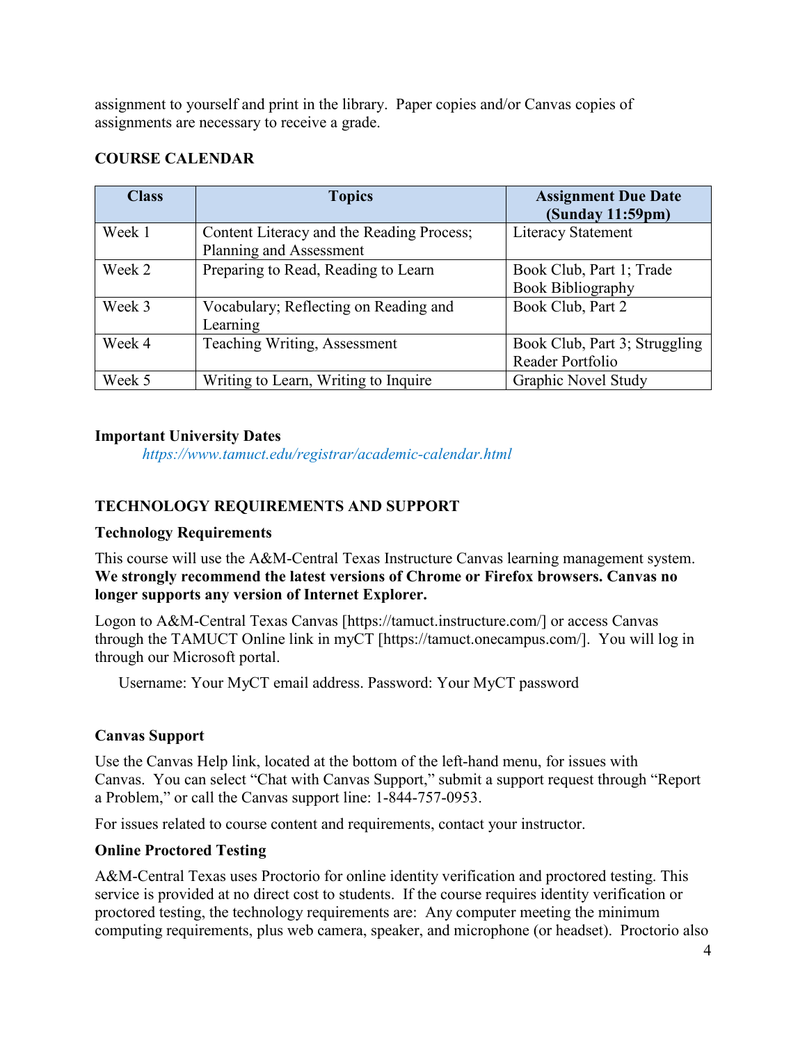assignment to yourself and print in the library. Paper copies and/or Canvas copies of assignments are necessary to receive a grade.

## COURSE CALENDAR

| Class | Topics | Assignment Due Date (Sunday 11:59pm) |
| --- | --- | --- |
| Week 1 | Content Literacy and the Reading Process; Planning and Assessment | Literacy Statement |
| Week 2 | Preparing to Read, Reading to Learn | Book Club, Part 1; Trade Book Bibliography |
| Week 3 | Vocabulary; Reflecting on Reading and Learning | Book Club, Part 2 |
| Week 4 | Teaching Writing, Assessment | Book Club, Part 3; Struggling Reader Portfolio |
| Week 5 | Writing to Learn, Writing to Inquire | Graphic Novel Study |

### Important University Dates

*https://www.tamuct.edu/registrar/academic-calendar.html*

## TECHNOLOGY REQUIREMENTS AND SUPPORT

### Technology Requirements

This course will use the A&M-Central Texas Instructure Canvas learning management system. **We strongly recommend the latest versions of Chrome or Firefox browsers. Canvas no longer supports any version of Internet Explorer.**

Logon to A&M-Central Texas Canvas [https://tamuct.instructure.com/] or access Canvas through the TAMUCT Online link in myCT [https://tamuct.onecampus.com/]. You will log in through our Microsoft portal.

Username: Your MyCT email address. Password: Your MyCT password

### Canvas Support

Use the Canvas Help link, located at the bottom of the left-hand menu, for issues with Canvas. You can select "Chat with Canvas Support," submit a support request through "Report a Problem," or call the Canvas support line: 1-844-757-0953.

For issues related to course content and requirements, contact your instructor.

### Online Proctored Testing

A&M-Central Texas uses Proctorio for online identity verification and proctored testing. This service is provided at no direct cost to students. If the course requires identity verification or proctored testing, the technology requirements are: Any computer meeting the minimum computing requirements, plus web camera, speaker, and microphone (or headset). Proctorio also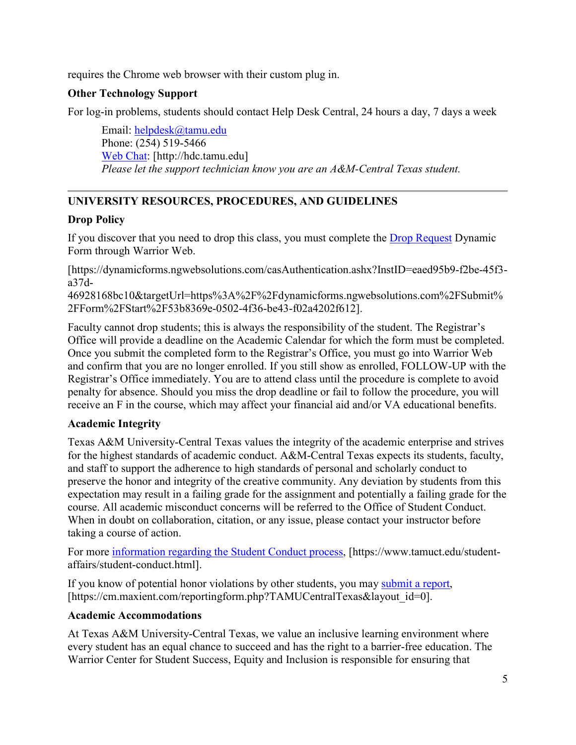requires the Chrome web browser with their custom plug in.

**Other Technology Support**

For log-in problems, students should contact Help Desk Central, 24 hours a day, 7 days a week

Email: helpdesk@tamu.edu
Phone: (254) 519-5466
Web Chat: [http://hdc.tamu.edu]
*Please let the support technician know you are an A&M-Central Texas student.*

---

## UNIVERSITY RESOURCES, PROCEDURES, AND GUIDELINES

**Drop Policy**

If you discover that you need to drop this class, you must complete the Drop Request Dynamic Form through Warrior Web.

[https://dynamicforms.ngwebsolutions.com/casAuthentication.ashx?InstID=eaed95b9-f2be-45f3-a37d-46928168bc10&targetUrl=https%3A%2F%2Fdynamicforms.ngwebsolutions.com%2FSubmit%2FForm%2FStart%2F53b8369e-0502-4f36-be43-f02a4202f612].

Faculty cannot drop students; this is always the responsibility of the student. The Registrar's Office will provide a deadline on the Academic Calendar for which the form must be completed. Once you submit the completed form to the Registrar's Office, you must go into Warrior Web and confirm that you are no longer enrolled. If you still show as enrolled, FOLLOW-UP with the Registrar's Office immediately. You are to attend class until the procedure is complete to avoid penalty for absence. Should you miss the drop deadline or fail to follow the procedure, you will receive an F in the course, which may affect your financial aid and/or VA educational benefits.

**Academic Integrity**

Texas A&M University-Central Texas values the integrity of the academic enterprise and strives for the highest standards of academic conduct. A&M-Central Texas expects its students, faculty, and staff to support the adherence to high standards of personal and scholarly conduct to preserve the honor and integrity of the creative community. Any deviation by students from this expectation may result in a failing grade for the assignment and potentially a failing grade for the course. All academic misconduct concerns will be referred to the Office of Student Conduct. When in doubt on collaboration, citation, or any issue, please contact your instructor before taking a course of action.

For more information regarding the Student Conduct process, [https://www.tamuct.edu/student-affairs/student-conduct.html].

If you know of potential honor violations by other students, you may submit a report, [https://cm.maxient.com/reportingform.php?TAMUCentralTexas&layout_id=0].

**Academic Accommodations**

At Texas A&M University-Central Texas, we value an inclusive learning environment where every student has an equal chance to succeed and has the right to a barrier-free education. The Warrior Center for Student Success, Equity and Inclusion is responsible for ensuring that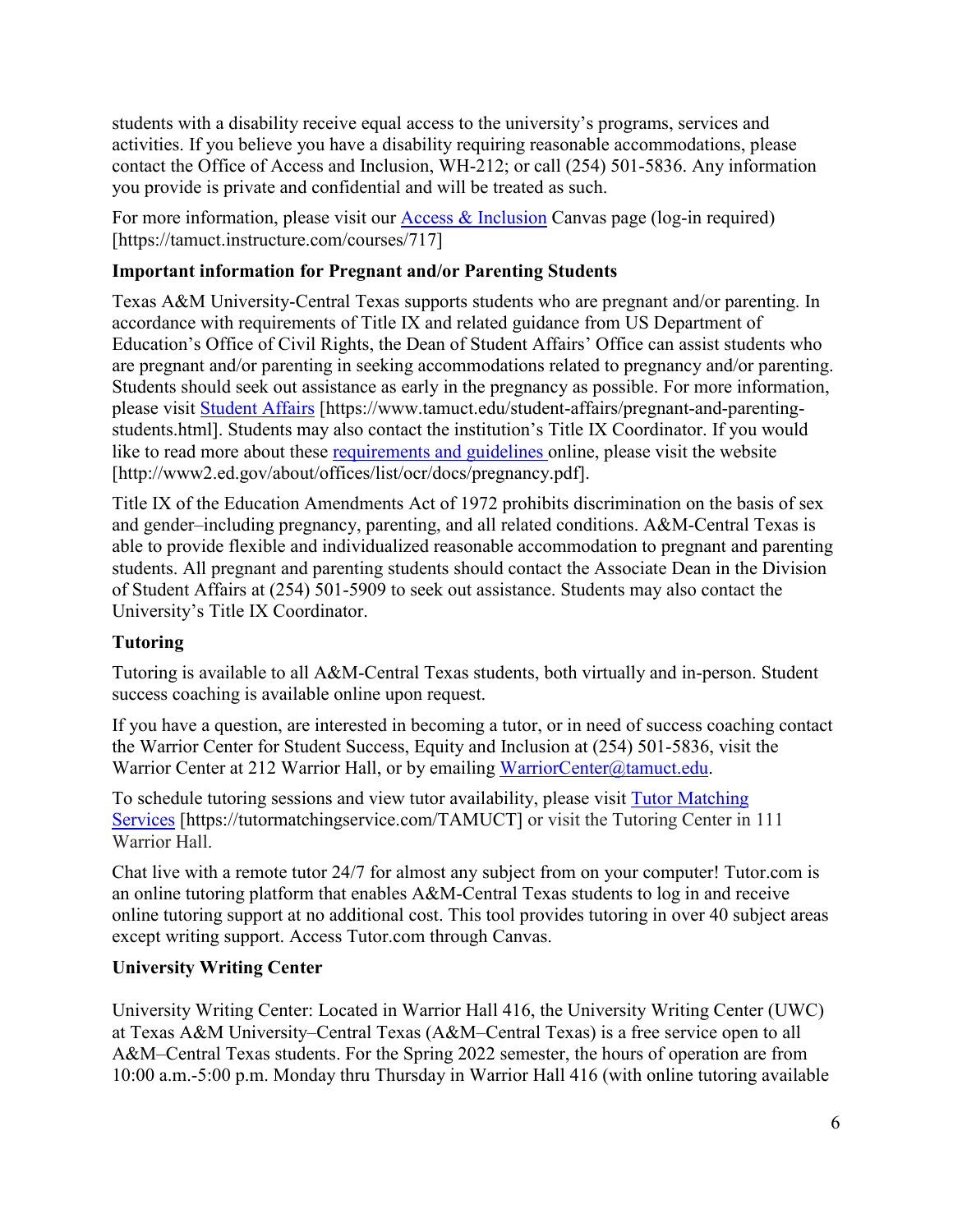students with a disability receive equal access to the university's programs, services and activities. If you believe you have a disability requiring reasonable accommodations, please contact the Office of Access and Inclusion, WH-212; or call (254) 501-5836. Any information you provide is private and confidential and will be treated as such.

For more information, please visit our Access & Inclusion Canvas page (log-in required) [https://tamuct.instructure.com/courses/717]

**Important information for Pregnant and/or Parenting Students**

Texas A&M University-Central Texas supports students who are pregnant and/or parenting. In accordance with requirements of Title IX and related guidance from US Department of Education's Office of Civil Rights, the Dean of Student Affairs' Office can assist students who are pregnant and/or parenting in seeking accommodations related to pregnancy and/or parenting. Students should seek out assistance as early in the pregnancy as possible. For more information, please visit Student Affairs [https://www.tamuct.edu/student-affairs/pregnant-and-parenting-students.html]. Students may also contact the institution's Title IX Coordinator. If you would like to read more about these requirements and guidelines online, please visit the website [http://www2.ed.gov/about/offices/list/ocr/docs/pregnancy.pdf].

Title IX of the Education Amendments Act of 1972 prohibits discrimination on the basis of sex and gender–including pregnancy, parenting, and all related conditions. A&M-Central Texas is able to provide flexible and individualized reasonable accommodation to pregnant and parenting students. All pregnant and parenting students should contact the Associate Dean in the Division of Student Affairs at (254) 501-5909 to seek out assistance. Students may also contact the University's Title IX Coordinator.

**Tutoring**

Tutoring is available to all A&M-Central Texas students, both virtually and in-person. Student success coaching is available online upon request.

If you have a question, are interested in becoming a tutor, or in need of success coaching contact the Warrior Center for Student Success, Equity and Inclusion at (254) 501-5836, visit the Warrior Center at 212 Warrior Hall, or by emailing WarriorCenter@tamuct.edu.

To schedule tutoring sessions and view tutor availability, please visit Tutor Matching Services [https://tutormatchingservice.com/TAMUCT] or visit the Tutoring Center in 111 Warrior Hall.

Chat live with a remote tutor 24/7 for almost any subject from on your computer! Tutor.com is an online tutoring platform that enables A&M-Central Texas students to log in and receive online tutoring support at no additional cost. This tool provides tutoring in over 40 subject areas except writing support. Access Tutor.com through Canvas.

**University Writing Center**

University Writing Center: Located in Warrior Hall 416, the University Writing Center (UWC) at Texas A&M University–Central Texas (A&M–Central Texas) is a free service open to all A&M–Central Texas students. For the Spring 2022 semester, the hours of operation are from 10:00 a.m.-5:00 p.m. Monday thru Thursday in Warrior Hall 416 (with online tutoring available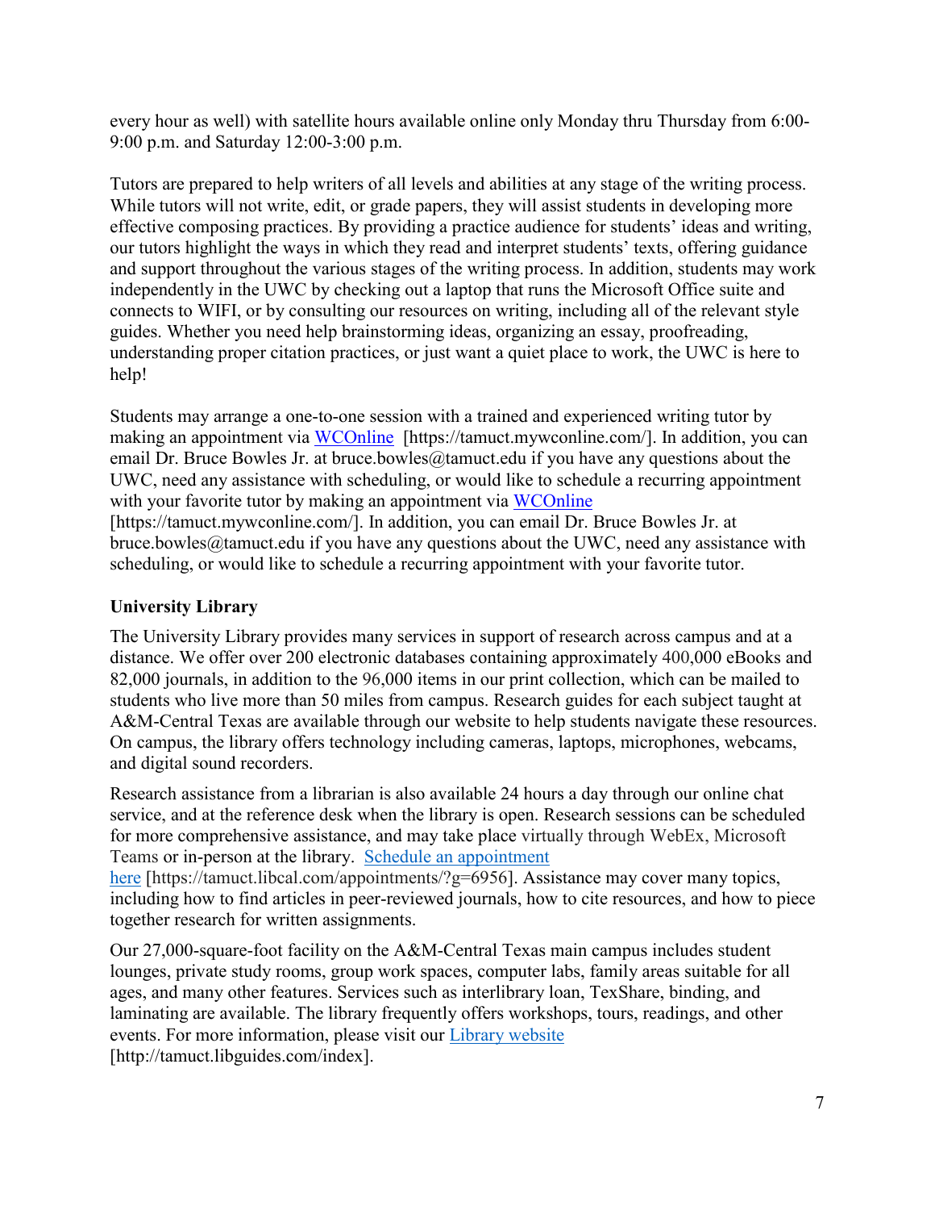every hour as well) with satellite hours available online only Monday thru Thursday from 6:00-9:00 p.m. and Saturday 12:00-3:00 p.m.

Tutors are prepared to help writers of all levels and abilities at any stage of the writing process. While tutors will not write, edit, or grade papers, they will assist students in developing more effective composing practices. By providing a practice audience for students' ideas and writing, our tutors highlight the ways in which they read and interpret students' texts, offering guidance and support throughout the various stages of the writing process. In addition, students may work independently in the UWC by checking out a laptop that runs the Microsoft Office suite and connects to WIFI, or by consulting our resources on writing, including all of the relevant style guides. Whether you need help brainstorming ideas, organizing an essay, proofreading, understanding proper citation practices, or just want a quiet place to work, the UWC is here to help!

Students may arrange a one-to-one session with a trained and experienced writing tutor by making an appointment via WCOnline [https://tamuct.mywconline.com/]. In addition, you can email Dr. Bruce Bowles Jr. at bruce.bowles@tamuct.edu if you have any questions about the UWC, need any assistance with scheduling, or would like to schedule a recurring appointment with your favorite tutor by making an appointment via WCOnline [https://tamuct.mywconline.com/]. In addition, you can email Dr. Bruce Bowles Jr. at bruce.bowles@tamuct.edu if you have any questions about the UWC, need any assistance with scheduling, or would like to schedule a recurring appointment with your favorite tutor.

**University Library**

The University Library provides many services in support of research across campus and at a distance. We offer over 200 electronic databases containing approximately 400,000 eBooks and 82,000 journals, in addition to the 96,000 items in our print collection, which can be mailed to students who live more than 50 miles from campus. Research guides for each subject taught at A&M-Central Texas are available through our website to help students navigate these resources. On campus, the library offers technology including cameras, laptops, microphones, webcams, and digital sound recorders.

Research assistance from a librarian is also available 24 hours a day through our online chat service, and at the reference desk when the library is open. Research sessions can be scheduled for more comprehensive assistance, and may take place virtually through WebEx, Microsoft Teams or in-person at the library. Schedule an appointment here [https://tamuct.libcal.com/appointments/?g=6956]. Assistance may cover many topics, including how to find articles in peer-reviewed journals, how to cite resources, and how to piece together research for written assignments.

Our 27,000-square-foot facility on the A&M-Central Texas main campus includes student lounges, private study rooms, group work spaces, computer labs, family areas suitable for all ages, and many other features. Services such as interlibrary loan, TexShare, binding, and laminating are available. The library frequently offers workshops, tours, readings, and other events. For more information, please visit our Library website [http://tamuct.libguides.com/index].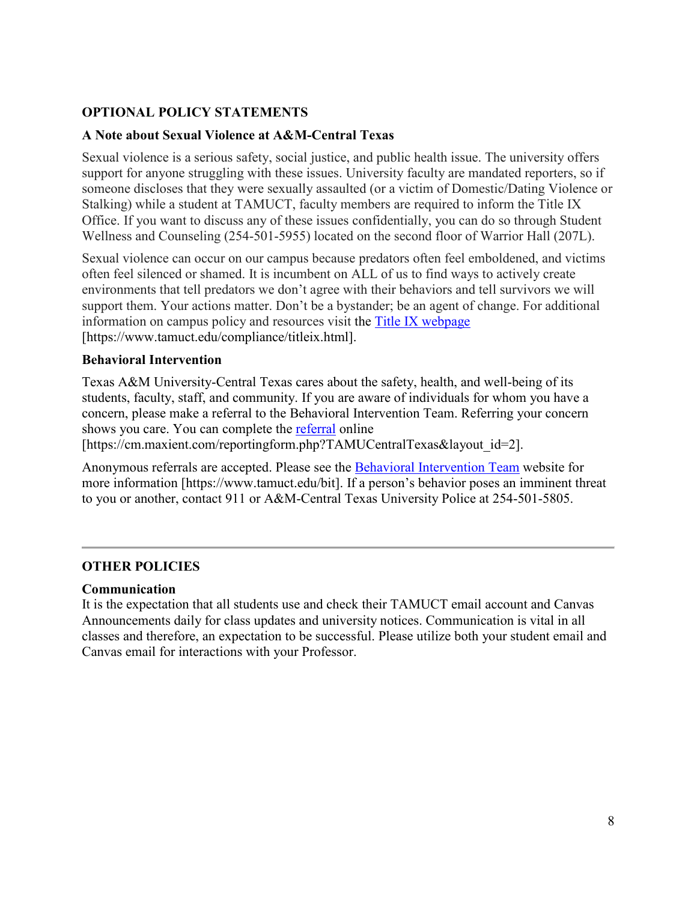## OPTIONAL POLICY STATEMENTS

### A Note about Sexual Violence at A&M-Central Texas

Sexual violence is a serious safety, social justice, and public health issue. The university offers support for anyone struggling with these issues. University faculty are mandated reporters, so if someone discloses that they were sexually assaulted (or a victim of Domestic/Dating Violence or Stalking) while a student at TAMUCT, faculty members are required to inform the Title IX Office. If you want to discuss any of these issues confidentially, you can do so through Student Wellness and Counseling (254-501-5955) located on the second floor of Warrior Hall (207L).

Sexual violence can occur on our campus because predators often feel emboldened, and victims often feel silenced or shamed. It is incumbent on ALL of us to find ways to actively create environments that tell predators we don't agree with their behaviors and tell survivors we will support them. Your actions matter. Don't be a bystander; be an agent of change. For additional information on campus policy and resources visit the Title IX webpage [https://www.tamuct.edu/compliance/titleix.html].

### Behavioral Intervention

Texas A&M University-Central Texas cares about the safety, health, and well-being of its students, faculty, staff, and community. If you are aware of individuals for whom you have a concern, please make a referral to the Behavioral Intervention Team. Referring your concern shows you care. You can complete the referral online [https://cm.maxient.com/reportingform.php?TAMUCentralTexas&layout_id=2].

Anonymous referrals are accepted. Please see the Behavioral Intervention Team website for more information [https://www.tamuct.edu/bit]. If a person's behavior poses an imminent threat to you or another, contact 911 or A&M-Central Texas University Police at 254-501-5805.

---

## OTHER POLICIES

### Communication

It is the expectation that all students use and check their TAMUCT email account and Canvas Announcements daily for class updates and university notices. Communication is vital in all classes and therefore, an expectation to be successful. Please utilize both your student email and Canvas email for interactions with your Professor.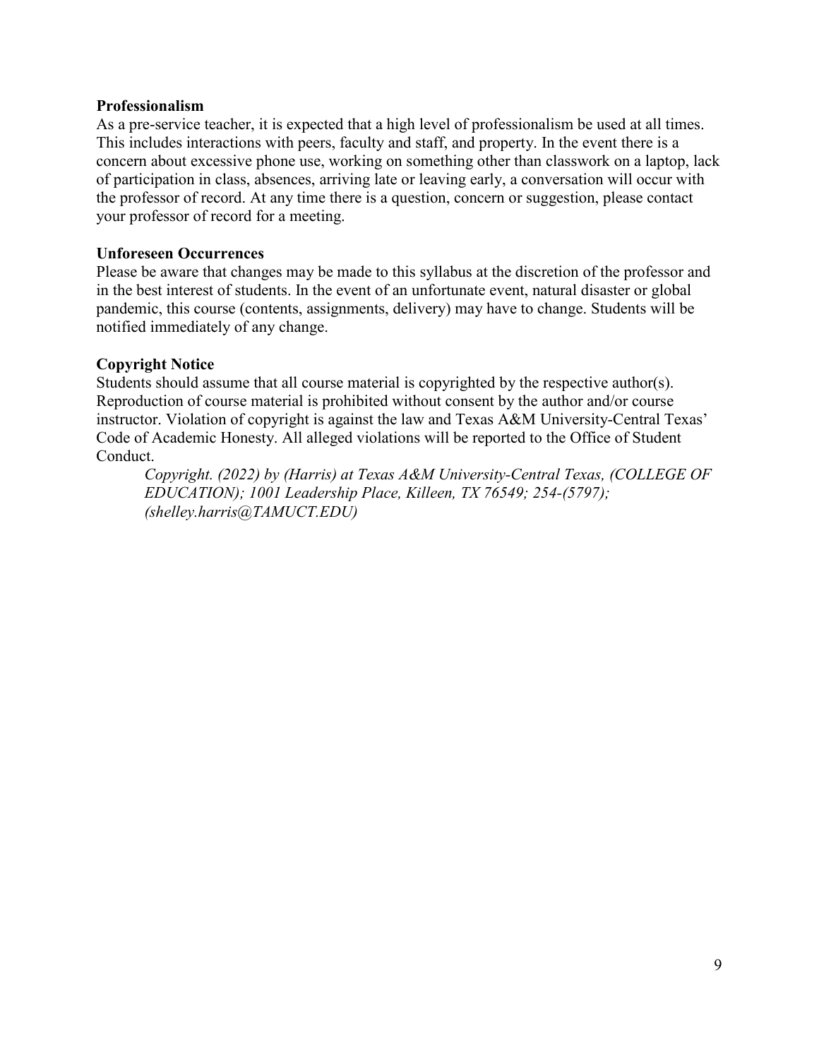**Professionalism**

As a pre-service teacher, it is expected that a high level of professionalism be used at all times. This includes interactions with peers, faculty and staff, and property. In the event there is a concern about excessive phone use, working on something other than classwork on a laptop, lack of participation in class, absences, arriving late or leaving early, a conversation will occur with the professor of record. At any time there is a question, concern or suggestion, please contact your professor of record for a meeting.

**Unforeseen Occurrences**

Please be aware that changes may be made to this syllabus at the discretion of the professor and in the best interest of students. In the event of an unfortunate event, natural disaster or global pandemic, this course (contents, assignments, delivery) may have to change. Students will be notified immediately of any change.

**Copyright Notice**

Students should assume that all course material is copyrighted by the respective author(s). Reproduction of course material is prohibited without consent by the author and/or course instructor. Violation of copyright is against the law and Texas A&M University-Central Texas' Code of Academic Honesty. All alleged violations will be reported to the Office of Student Conduct.

*Copyright. (2022) by (Harris) at Texas A&M University-Central Texas, (COLLEGE OF EDUCATION); 1001 Leadership Place, Killeen, TX 76549; 254-(5797); (shelley.harris@TAMUCT.EDU)*